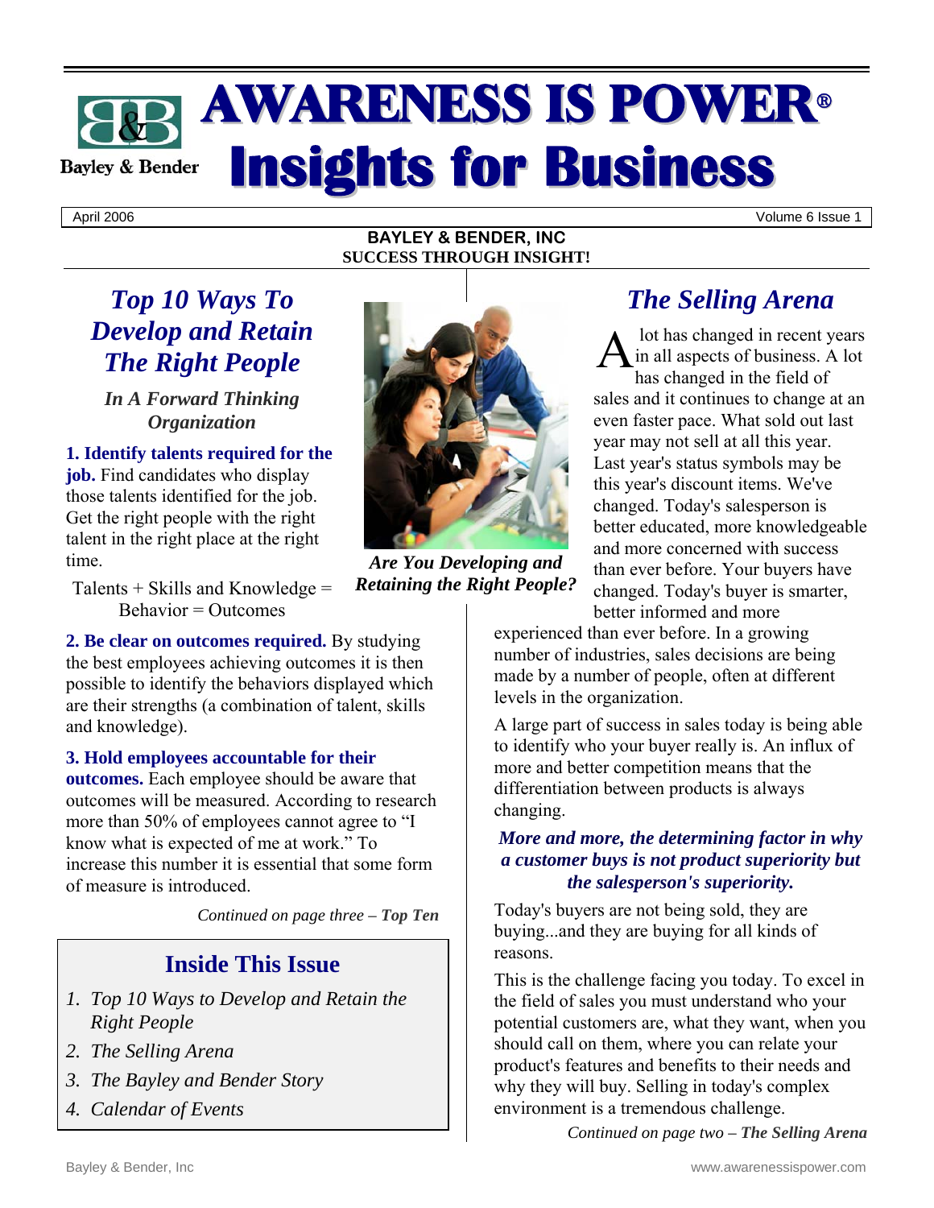# AWARENESS IS POWER®
# Insights for Business

Bayley & Bender

April 2006 — Volume 6 Issue 1

**BAYLEY & BENDER, INC**
**SUCCESS THROUGH INSIGHT!**

## *Top 10 Ways To Develop and Retain The Right People*

### *In A Forward Thinking Organization*

**1. Identify talents required for the job.** Find candidates who display those talents identified for the job. Get the right people with the right talent in the right place at the right time.

Talents + Skills and Knowledge = Behavior = Outcomes

**2. Be clear on outcomes required.** By studying the best employees achieving outcomes it is then possible to identify the behaviors displayed which are their strengths (a combination of talent, skills and knowledge).

**3. Hold employees accountable for their outcomes.** Each employee should be aware that outcomes will be measured. According to research more than 50% of employees cannot agree to "I know what is expected of me at work." To increase this number it is essential that some form of measure is introduced.

*Continued on page three – **Top Ten***

***Are You Developing and Retaining the Right People?***

## Inside This Issue

1. *Top 10 Ways to Develop and Retain the Right People*
2. *The Selling Arena*
3. *The Bayley and Bender Story*
4. *Calendar of Events*

## *The Selling Arena*

A lot has changed in recent years in all aspects of business. A lot has changed in the field of sales and it continues to change at an even faster pace. What sold out last year may not sell at all this year. Last year's status symbols may be this year's discount items. We've changed. Today's salesperson is better educated, more knowledgeable and more concerned with success than ever before. Your buyers have changed. Today's buyer is smarter, better informed and more experienced than ever before. In a growing number of industries, sales decisions are being made by a number of people, often at different levels in the organization.

A large part of success in sales today is being able to identify who your buyer really is. An influx of more and better competition means that the differentiation between products is always changing.

***More and more, the determining factor in why a customer buys is not product superiority but the salesperson's superiority.***

Today's buyers are not being sold, they are buying...and they are buying for all kinds of reasons.

This is the challenge facing you today. To excel in the field of sales you must understand who your potential customers are, what they want, when you should call on them, where you can relate your product's features and benefits to their needs and why they will buy. Selling in today's complex environment is a tremendous challenge.

*Continued on page two – **The Selling Arena***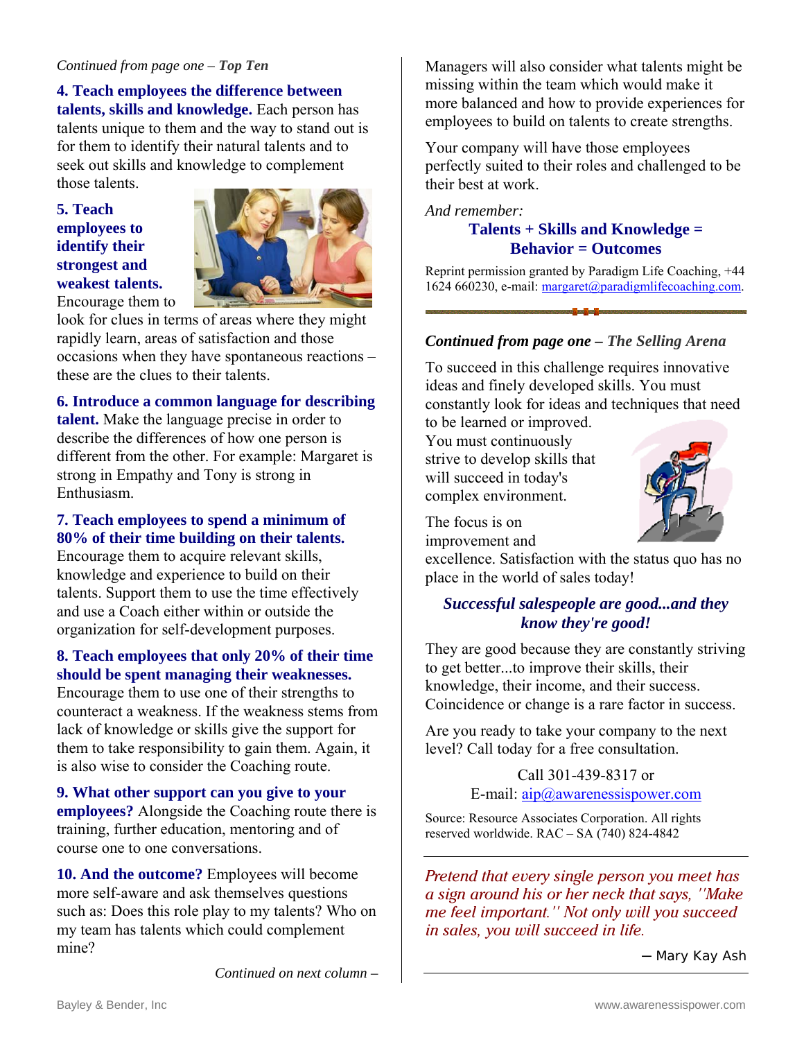*Continued from page one – **Top Ten***

**4. Teach employees the difference between talents, skills and knowledge.** Each person has talents unique to them and the way to stand out is for them to identify their natural talents and to seek out skills and knowledge to complement those talents.

**5. Teach employees to identify their strongest and weakest talents.** Encourage them to look for clues in terms of areas where they might rapidly learn, areas of satisfaction and those occasions when they have spontaneous reactions – these are the clues to their talents.

**6. Introduce a common language for describing talent.** Make the language precise in order to describe the differences of how one person is different from the other. For example: Margaret is strong in Empathy and Tony is strong in Enthusiasm.

**7. Teach employees to spend a minimum of 80% of their time building on their talents.** Encourage them to acquire relevant skills, knowledge and experience to build on their talents. Support them to use the time effectively and use a Coach either within or outside the organization for self-development purposes.

**8. Teach employees that only 20% of their time should be spent managing their weaknesses.** Encourage them to use one of their strengths to counteract a weakness. If the weakness stems from lack of knowledge or skills give the support for them to take responsibility to gain them. Again, it is also wise to consider the Coaching route.

**9. What other support can you give to your employees?** Alongside the Coaching route there is training, further education, mentoring and of course one to one conversations.

**10. And the outcome?** Employees will become more self-aware and ask themselves questions such as: Does this role play to my talents? Who on my team has talents which could complement mine?

*Continued on next column –*

Managers will also consider what talents might be missing within the team which would make it more balanced and how to provide experiences for employees to build on talents to create strengths.

Your company will have those employees perfectly suited to their roles and challenged to be their best at work.

*And remember:*

**Talents + Skills and Knowledge = Behavior = Outcomes**

Reprint permission granted by Paradigm Life Coaching, +44 1624 660230, e-mail: margaret@paradigmlifecoaching.com.

---

***Continued from page one – The Selling Arena***

To succeed in this challenge requires innovative ideas and finely developed skills. You must constantly look for ideas and techniques that need to be learned or improved. You must continuously strive to develop skills that will succeed in today's complex environment.

The focus is on improvement and excellence. Satisfaction with the status quo has no place in the world of sales today!

***Successful salespeople are good...and they know they're good!***

They are good because they are constantly striving to get better...to improve their skills, their knowledge, their income, and their success. Coincidence or change is a rare factor in success.

Are you ready to take your company to the next level? Call today for a free consultation.

Call 301-439-8317 or
E-mail: aip@awarenessispower.com

Source: Resource Associates Corporation. All rights reserved worldwide. RAC – SA (740) 824-4842

---

*Pretend that every single person you meet has a sign around his or her neck that says, "Make me feel important." Not only will you succeed in sales, you will succeed in life.*

— Mary Kay Ash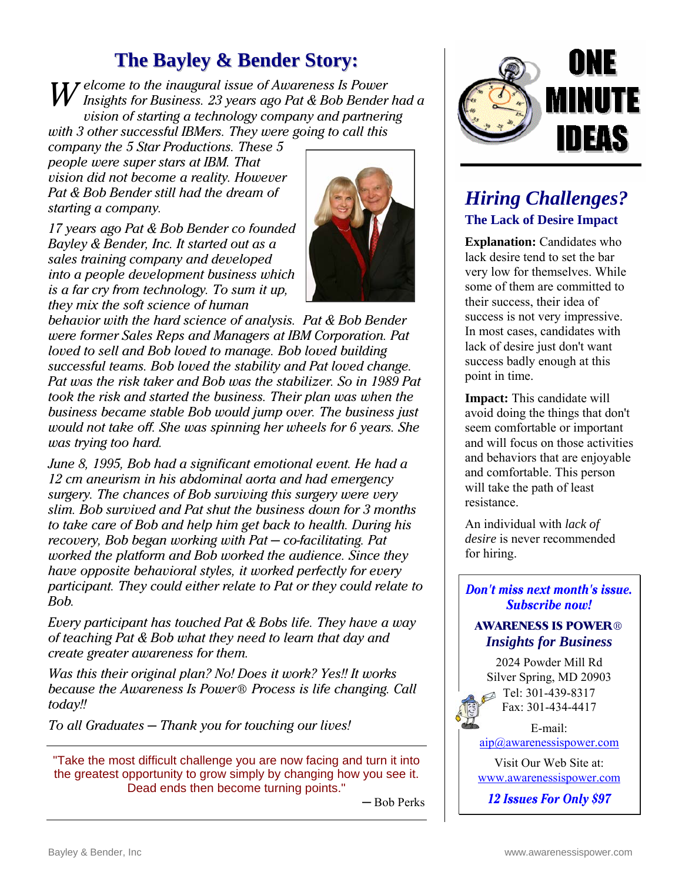## The Bayley & Bender Story:

*Welcome to the inaugural issue of Awareness Is Power Insights for Business. 23 years ago Pat & Bob Bender had a vision of starting a technology company and partnering with 3 other successful IBMers. They were going to call this company the 5 Star Productions. These 5 people were super stars at IBM. That vision did not become a reality. However Pat & Bob Bender still had the dream of starting a company.*

*17 years ago Pat & Bob Bender co founded Bayley & Bender, Inc. It started out as a sales training company and developed into a people development business which is a far cry from technology. To sum it up, they mix the soft science of human behavior with the hard science of analysis. Pat & Bob Bender were former Sales Reps and Managers at IBM Corporation. Pat loved to sell and Bob loved to manage. Bob loved building successful teams. Bob loved the stability and Pat loved change. Pat was the risk taker and Bob was the stabilizer. So in 1989 Pat took the risk and started the business. Their plan was when the business became stable Bob would jump over. The business just would not take off. She was spinning her wheels for 6 years. She was trying too hard.*

*June 8, 1995, Bob had a significant emotional event. He had a 12 cm aneurism in his abdominal aorta and had emergency surgery. The chances of Bob surviving this surgery were very slim. Bob survived and Pat shut the business down for 3 months to take care of Bob and help him get back to health. During his recovery, Bob began working with Pat – co-facilitating. Pat worked the platform and Bob worked the audience. Since they have opposite behavioral styles, it worked perfectly for every participant. They could either relate to Pat or they could relate to Bob.*

*Every participant has touched Pat & Bobs life. They have a way of teaching Pat & Bob what they need to learn that day and create greater awareness for them.*

*Was this their original plan? No! Does it work? Yes!! It works because the Awareness Is Power® Process is life changing. Call today!!*

*To all Graduates – Thank you for touching our lives!*

---

"Take the most difficult challenge you are now facing and turn it into the greatest opportunity to grow simply by changing how you see it. Dead ends then become turning points."

– Bob Perks

---

## ONE MINUTE IDEAS

## *Hiring Challenges?*

### The Lack of Desire Impact

**Explanation:** Candidates who lack desire tend to set the bar very low for themselves. While some of them are committed to their success, their idea of success is not very impressive. In most cases, candidates with lack of desire just don't want success badly enough at this point in time.

**Impact:** This candidate will avoid doing the things that don't seem comfortable or important and will focus on those activities and behaviors that are enjoyable and comfortable. This person will take the path of least resistance.

An individual with *lack of desire* is never recommended for hiring.

---

***Don't miss next month's issue. Subscribe now!***

**AWARENESS IS POWER®**
***Insights for Business***

2024 Powder Mill Rd
Silver Spring, MD 20903
Tel: 301-439-8317
Fax: 301-434-4417

E-mail:
aip@awarenessispower.com

Visit Our Web Site at:
www.awarenessispower.com

***12 Issues For Only $97***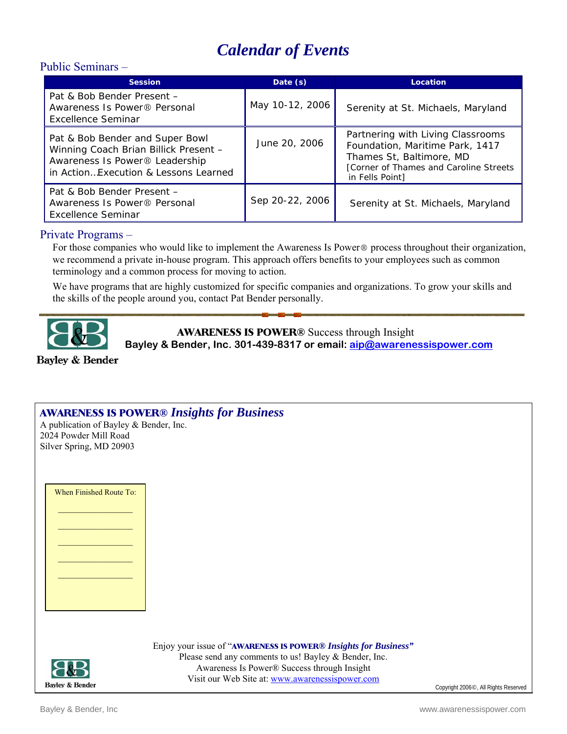# *Calendar of Events*

## Public Seminars –

| Session | Date (s) | Location |
| --- | --- | --- |
| Pat & Bob Bender Present – Awareness Is Power® Personal Excellence Seminar | May 10-12, 2006 | Serenity at St. Michaels, Maryland |
| Pat & Bob Bender and Super Bowl Winning Coach Brian Billick Present – Awareness Is Power® Leadership in Action…Execution & Lessons Learned | June 20, 2006 | Partnering with Living Classrooms Foundation, Maritime Park, 1417 Thames St, Baltimore, MD [Corner of Thames and Caroline Streets in Fells Point] |
| Pat & Bob Bender Present – Awareness Is Power® Personal Excellence Seminar | Sep 20-22, 2006 | Serenity at St. Michaels, Maryland |

## Private Programs –

For those companies who would like to implement the Awareness Is Power® process throughout their organization, we recommend a private in-house program. This approach offers benefits to your employees such as common terminology and a common process for moving to action.

We have programs that are highly customized for specific companies and organizations. To grow your skills and the skills of the people around you, contact Pat Bender personally.

Bayley & Bender

**AWARENESS IS POWER®** Success through Insight
**Bayley & Bender, Inc. 301-439-8317 or email: aip@awarenessispower.com**

**AWARENESS IS POWER®** ***Insights for Business***
A publication of Bayley & Bender, Inc.
2024 Powder Mill Road
Silver Spring, MD 20903

When Finished Route To:

\_\_\_\_\_\_\_\_\_\_\_\_\_\_\_\_\_\_\_\_

\_\_\_\_\_\_\_\_\_\_\_\_\_\_\_\_\_\_\_\_

\_\_\_\_\_\_\_\_\_\_\_\_\_\_\_\_\_\_\_\_

\_\_\_\_\_\_\_\_\_\_\_\_\_\_\_\_\_\_\_\_

\_\_\_\_\_\_\_\_\_\_\_\_\_\_\_\_\_\_\_\_

Bayley & Bender

Enjoy your issue of "**AWARENESS IS POWER®** ***Insights for Business"***
Please send any comments to us! Bayley & Bender, Inc.
Awareness Is Power® Success through Insight
Visit our Web Site at: www.awarenessispower.com

Copyright 2006©, All Rights Reserved